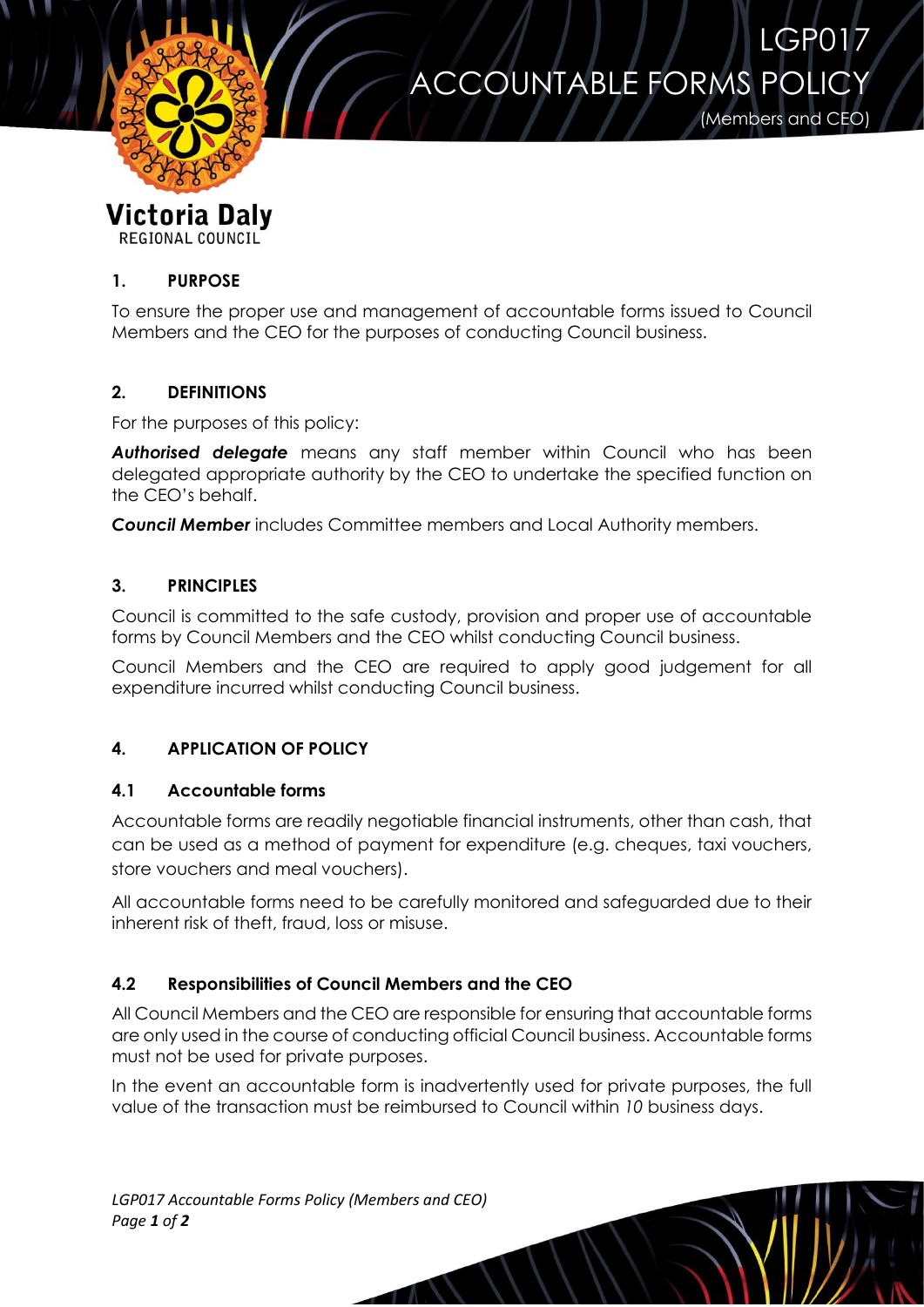# LGP017 ACCOUNTABLE FORMS POLICY

(Members and CEO)

Victoria Daly
REGIONAL COUNCIL

## 1. PURPOSE

To ensure the proper use and management of accountable forms issued to Council Members and the CEO for the purposes of conducting Council business.

## 2. DEFINITIONS

For the purposes of this policy:

***Authorised delegate*** means any staff member within Council who has been delegated appropriate authority by the CEO to undertake the specified function on the CEO's behalf.

***Council Member*** includes Committee members and Local Authority members.

## 3. PRINCIPLES

Council is committed to the safe custody, provision and proper use of accountable forms by Council Members and the CEO whilst conducting Council business.

Council Members and the CEO are required to apply good judgement for all expenditure incurred whilst conducting Council business.

## 4. APPLICATION OF POLICY

### 4.1 Accountable forms

Accountable forms are readily negotiable financial instruments, other than cash, that can be used as a method of payment for expenditure (e.g. cheques, taxi vouchers, store vouchers and meal vouchers).

All accountable forms need to be carefully monitored and safeguarded due to their inherent risk of theft, fraud, loss or misuse.

### 4.2 Responsibilities of Council Members and the CEO

All Council Members and the CEO are responsible for ensuring that accountable forms are only used in the course of conducting official Council business. Accountable forms must not be used for private purposes.

In the event an accountable form is inadvertently used for private purposes, the full value of the transaction must be reimbursed to Council within *10* business days.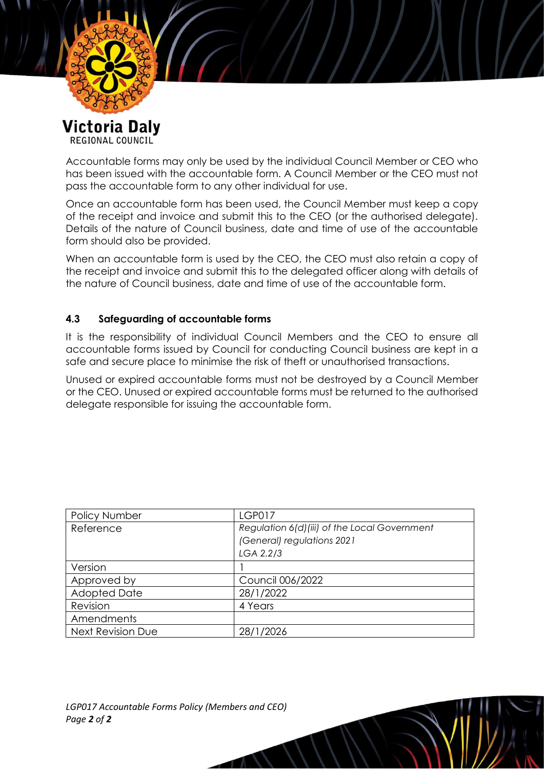Accountable forms may only be used by the individual Council Member or CEO who has been issued with the accountable form. A Council Member or the CEO must not pass the accountable form to any other individual for use.

Once an accountable form has been used, the Council Member must keep a copy of the receipt and invoice and submit this to the CEO (or the authorised delegate). Details of the nature of Council business, date and time of use of the accountable form should also be provided.

When an accountable form is used by the CEO, the CEO must also retain a copy of the receipt and invoice and submit this to the delegated officer along with details of the nature of Council business, date and time of use of the accountable form.

### 4.3 Safeguarding of accountable forms

It is the responsibility of individual Council Members and the CEO to ensure all accountable forms issued by Council for conducting Council business are kept in a safe and secure place to minimise the risk of theft or unauthorised transactions.

Unused or expired accountable forms must not be destroyed by a Council Member or the CEO. Unused or expired accountable forms must be returned to the authorised delegate responsible for issuing the accountable form.

| | |
|---|---|
| Policy Number | LGP017 |
| Reference | *Regulation 6(d)(iii) of the Local Government (General) regulations 2021*<br>*LGA 2.2/3* |
| Version | 1 |
| Approved by | Council 006/2022 |
| Adopted Date | 28/1/2022 |
| Revision | 4 Years |
| Amendments | |
| Next Revision Due | 28/1/2026 |